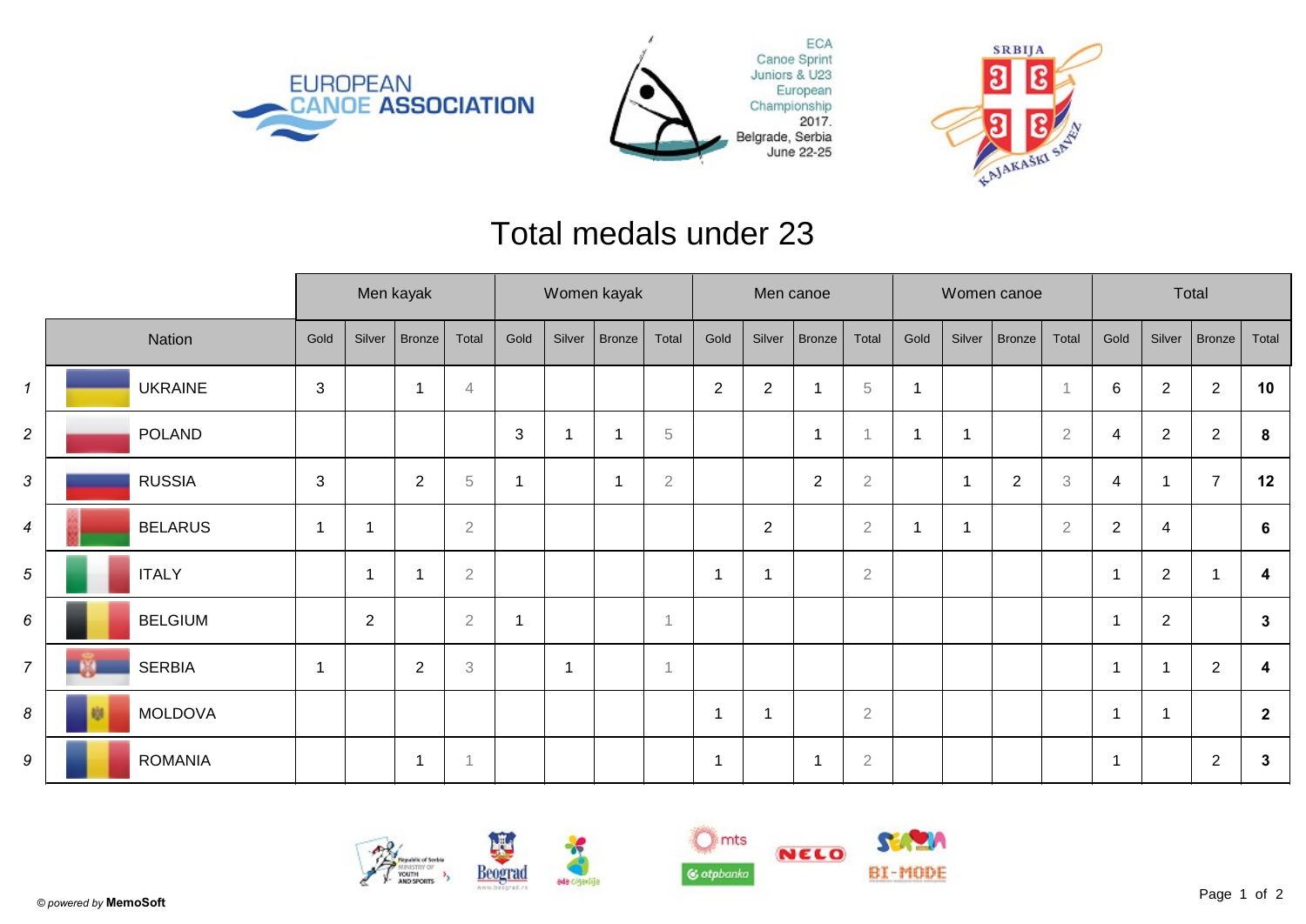EUROPEAN CANOE ASSOCIATION

ECA Canoe Sprint Juniors & U23 European Championship 2017. Belgrade, Serbia June 22-25

# Total medals under 23

| | Nation | Men kayak | | | | Women kayak | | | | Men canoe | | | | Women canoe | | | | Total | | | |
|---|---|---|---|---|---|---|---|---|---|---|---|---|---|---|---|---|---|---|---|---|---|
| | | Gold | Silver | Bronze | Total | Gold | Silver | Bronze | Total | Gold | Silver | Bronze | Total | Gold | Silver | Bronze | Total | Gold | Silver | Bronze | Total |
| 1 | UKRAINE | 3 | | 1 | 4 | | | | | 2 | 2 | 1 | 5 | 1 | | | 1 | 6 | 2 | 2 | **10** |
| 2 | POLAND | | | | | 3 | 1 | 1 | 5 | | | 1 | 1 | 1 | 1 | | 2 | 4 | 2 | 2 | **8** |
| 3 | RUSSIA | 3 | | 2 | 5 | 1 | | 1 | 2 | | | 2 | 2 | | 1 | 2 | 3 | 4 | 1 | 7 | **12** |
| 4 | BELARUS | 1 | 1 | | 2 | | | | | | 2 | | 2 | 1 | 1 | | 2 | 2 | 4 | | **6** |
| 5 | ITALY | | 1 | 1 | 2 | | | | | 1 | 1 | | 2 | | | | | 1 | 2 | 1 | **4** |
| 6 | BELGIUM | | 2 | | 2 | 1 | | | 1 | | | | | | | | | 1 | 2 | | **3** |
| 7 | SERBIA | 1 | | 2 | 3 | | 1 | | 1 | | | | | | | | | 1 | 1 | 2 | **4** |
| 8 | MOLDOVA | | | | | | | | | 1 | 1 | | 2 | | | | | 1 | 1 | | **2** |
| 9 | ROMANIA | | | 1 | 1 | | | | | 1 | | 1 | 2 | | | | | 1 | | 2 | **3** |

© *powered by* **MemoSoft**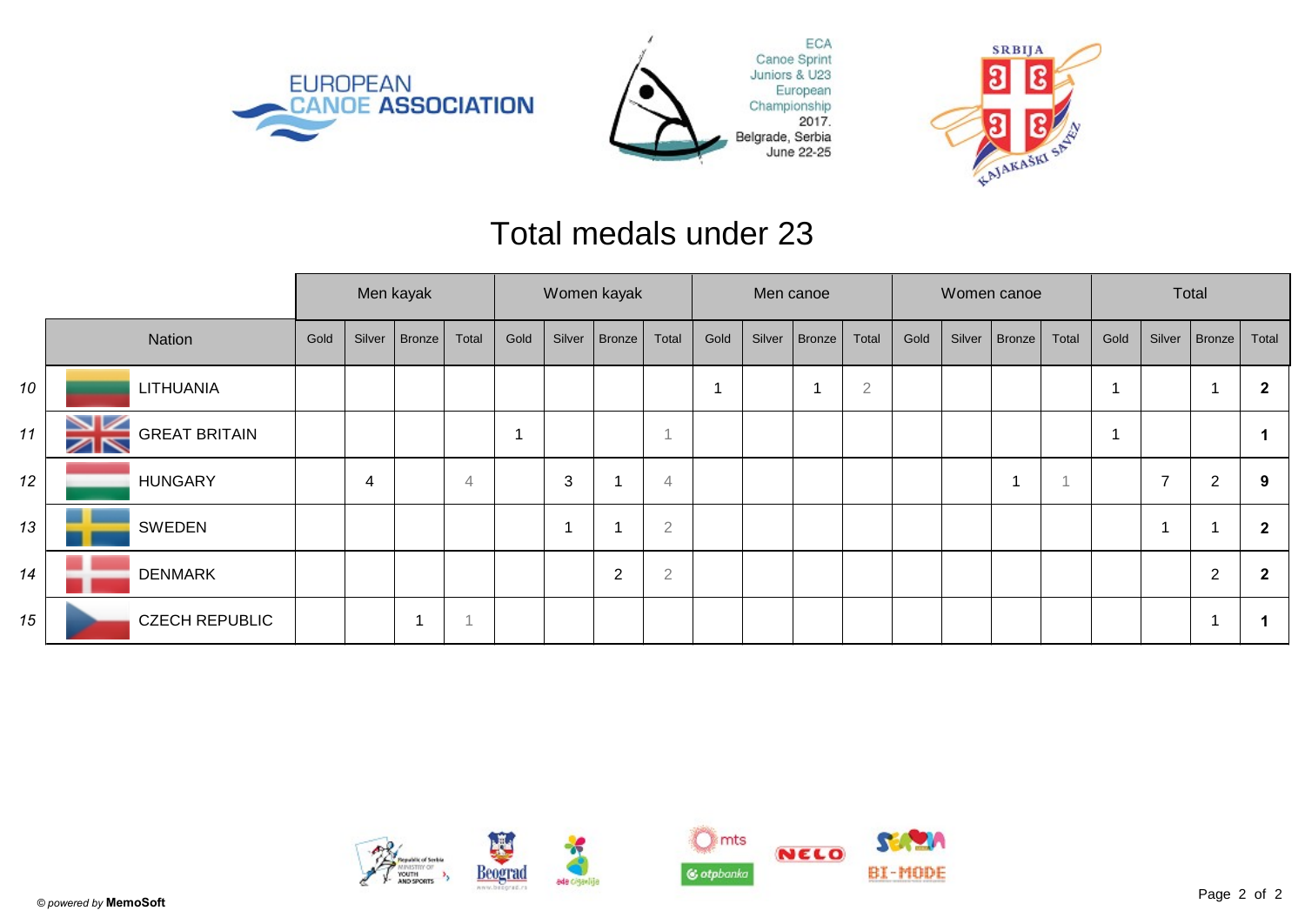EUROPEAN CANOE ASSOCIATION

ECA Canoe Sprint Juniors & U23 European Championship 2017. Belgrade, Serbia June 22-25

SRBIJA KAJAKAŠKI SAVEZ

# Total medals under 23

| | | Men kayak | | | | Women kayak | | | | Men canoe | | | | Women canoe | | | | Total | | | |
|---|---|---|---|---|---|---|---|---|---|---|---|---|---|---|---|---|---|---|---|---|---|
| | Nation | Gold | Silver | Bronze | Total | Gold | Silver | Bronze | Total | Gold | Silver | Bronze | Total | Gold | Silver | Bronze | Total | Gold | Silver | Bronze | Total |
| 10 | LITHUANIA | | | | | | | | | 1 | | 1 | 2 | | | | | 1 | | 1 | **2** |
| 11 | GREAT BRITAIN | | | | | 1 | | | 1 | | | | | | | | | 1 | | | **1** |
| 12 | HUNGARY | | 4 | | 4 | | 3 | 1 | 4 | | | | | | | 1 | 1 | | 7 | 2 | **9** |
| 13 | SWEDEN | | | | | | 1 | 1 | 2 | | | | | | | | | | 1 | 1 | **2** |
| 14 | DENMARK | | | | | | | 2 | 2 | | | | | | | | | | | 2 | **2** |
| 15 | CZECH REPUBLIC | | | 1 | 1 | | | | | | | | | | | | | | | 1 | **1** |

© *powered by* **MemoSoft**